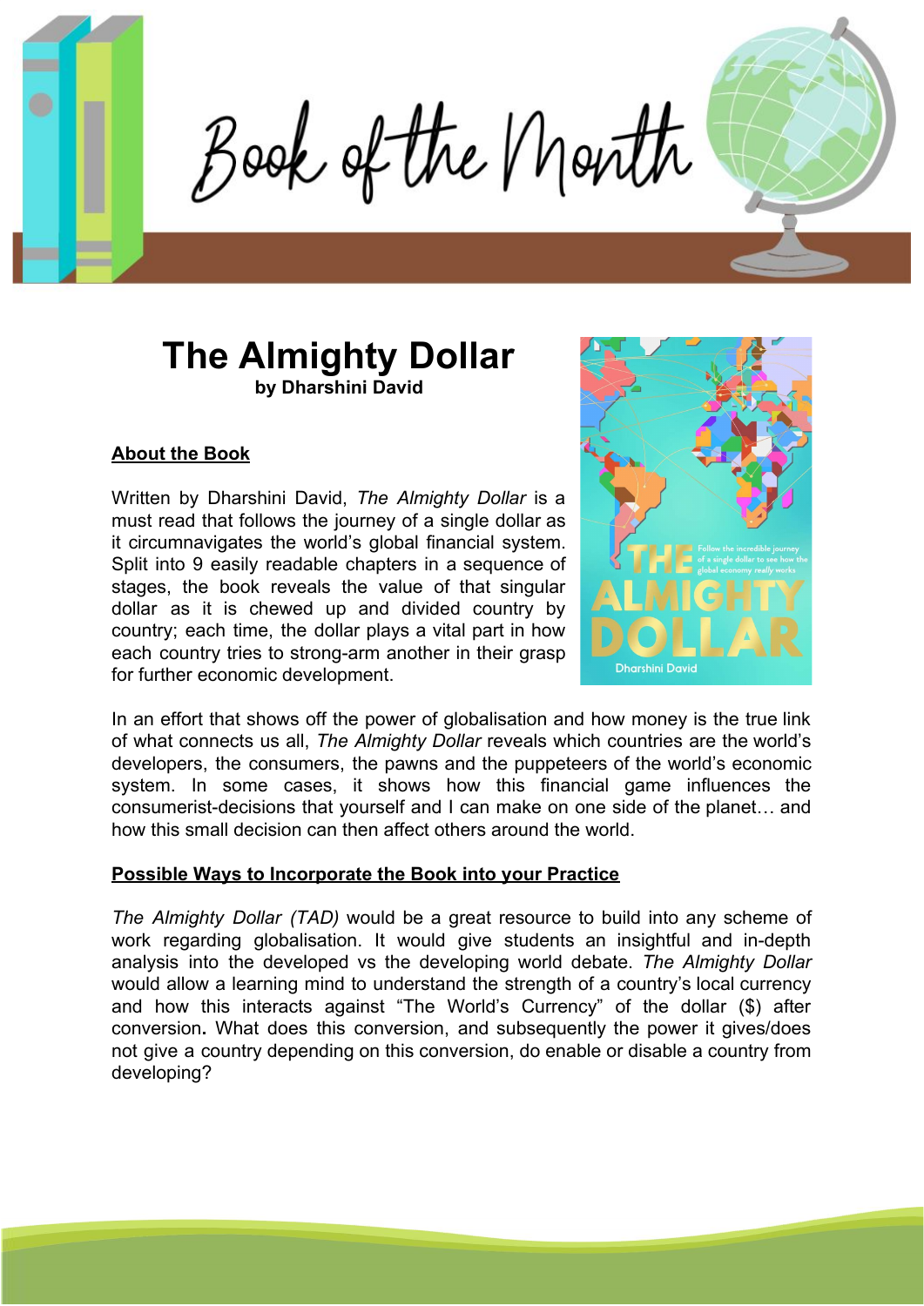# Book of the Month

## The Almighty Dollar

**by Dharshini David**

**About the Book**

Written by Dharshini David, *The Almighty Dollar* is a must read that follows the journey of a single dollar as it circumnavigates the world's global financial system. Split into 9 easily readable chapters in a sequence of stages, the book reveals the value of that singular dollar as it is chewed up and divided country by country; each time, the dollar plays a vital part in how each country tries to strong-arm another in their grasp for further economic development.

In an effort that shows off the power of globalisation and how money is the true link of what connects us all, *The Almighty Dollar* reveals which countries are the world's developers, the consumers, the pawns and the puppeteers of the world's economic system. In some cases, it shows how this financial game influences the consumerist-decisions that yourself and I can make on one side of the planet… and how this small decision can then affect others around the world.

**Possible Ways to Incorporate the Book into your Practice**

*The Almighty Dollar (TAD)* would be a great resource to build into any scheme of work regarding globalisation. It would give students an insightful and in-depth analysis into the developed vs the developing world debate. *The Almighty Dollar* would allow a learning mind to understand the strength of a country's local currency and how this interacts against "The World's Currency" of the dollar ($) after conversion**.** What does this conversion, and subsequently the power it gives/does not give a country depending on this conversion, do enable or disable a country from developing?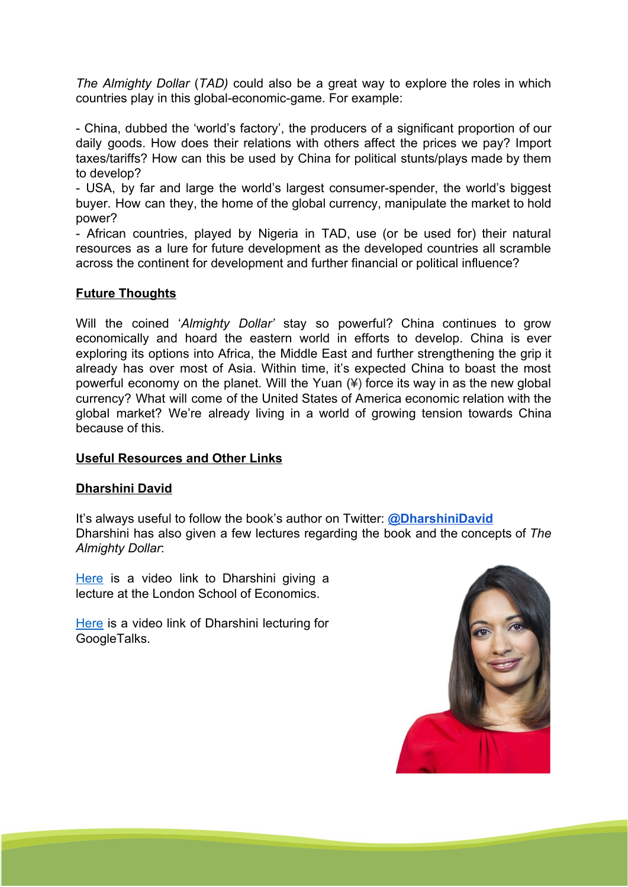*The Almighty Dollar* (*TAD)* could also be a great way to explore the roles in which countries play in this global-economic-game. For example:

- China, dubbed the 'world's factory', the producers of a significant proportion of our daily goods. How does their relations with others affect the prices we pay? Import taxes/tariffs? How can this be used by China for political stunts/plays made by them to develop?
- USA, by far and large the world's largest consumer-spender, the world's biggest buyer. How can they, the home of the global currency, manipulate the market to hold power?
- African countries, played by Nigeria in TAD, use (or be used for) their natural resources as a lure for future development as the developed countries all scramble across the continent for development and further financial or political influence?

## **Future Thoughts**

Will the coined '*Almighty Dollar'* stay so powerful? China continues to grow economically and hoard the eastern world in efforts to develop. China is ever exploring its options into Africa, the Middle East and further strengthening the grip it already has over most of Asia. Within time, it's expected China to boast the most powerful economy on the planet. Will the Yuan (¥) force its way in as the new global currency? What will come of the United States of America economic relation with the global market? We're already living in a world of growing tension towards China because of this.

## **Useful Resources and Other Links**

### **Dharshini David**

It's always useful to follow the book's author on Twitter: **@DharshiniDavid**
Dharshini has also given a few lectures regarding the book and the concepts of *The Almighty Dollar*:

Here is a video link to Dharshini giving a lecture at the London School of Economics.

Here is a video link of Dharshini lecturing for GoogleTalks.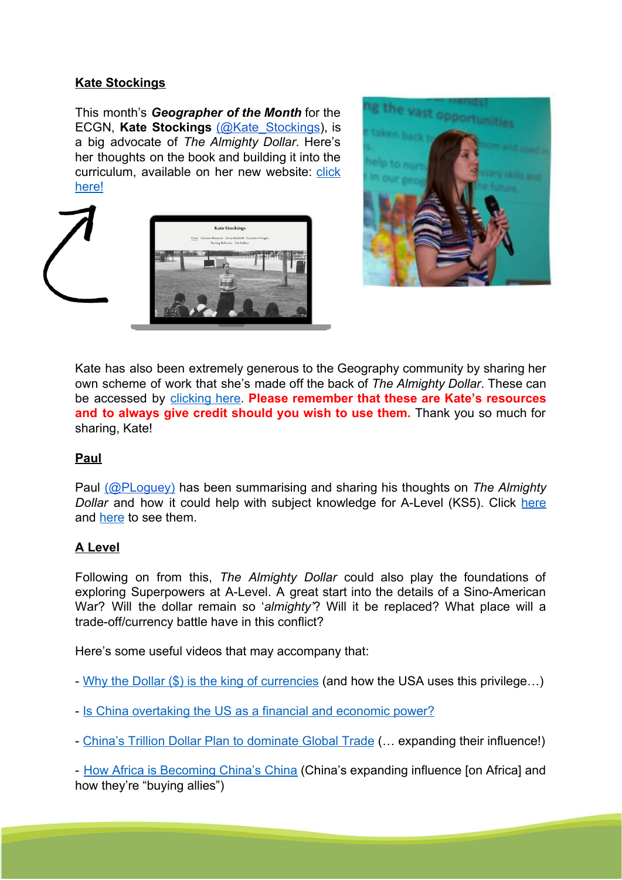**Kate Stockings**

This month's ***Geographer of the Month*** for the ECGN, **Kate Stockings** (@Kate_Stockings), is a big advocate of *The Almighty Dollar*. Here's her thoughts on the book and building it into the curriculum, available on her new website: click here!

Kate has also been extremely generous to the Geography community by sharing her own scheme of work that she's made off the back of *The Almighty Dollar*. These can be accessed by clicking here. **Please remember that these are Kate's resources and to always give credit should you wish to use them.** Thank you so much for sharing, Kate!

**Paul**

Paul (@PLoguey) has been summarising and sharing his thoughts on *The Almighty Dollar* and how it could help with subject knowledge for A-Level (KS5). Click here and here to see them.

**A Level**

Following on from this, *The Almighty Dollar* could also play the foundations of exploring Superpowers at A-Level. A great start into the details of a Sino-American War? Will the dollar remain so '*almighty*'? Will it be replaced? What place will a trade-off/currency battle have in this conflict?

Here's some useful videos that may accompany that:

- Why the Dollar ($) is the king of currencies (and how the USA uses this privilege…)

- Is China overtaking the US as a financial and economic power?

- China's Trillion Dollar Plan to dominate Global Trade (… expanding their influence!)

- How Africa is Becoming China's China (China's expanding influence [on Africa] and how they're "buying allies")